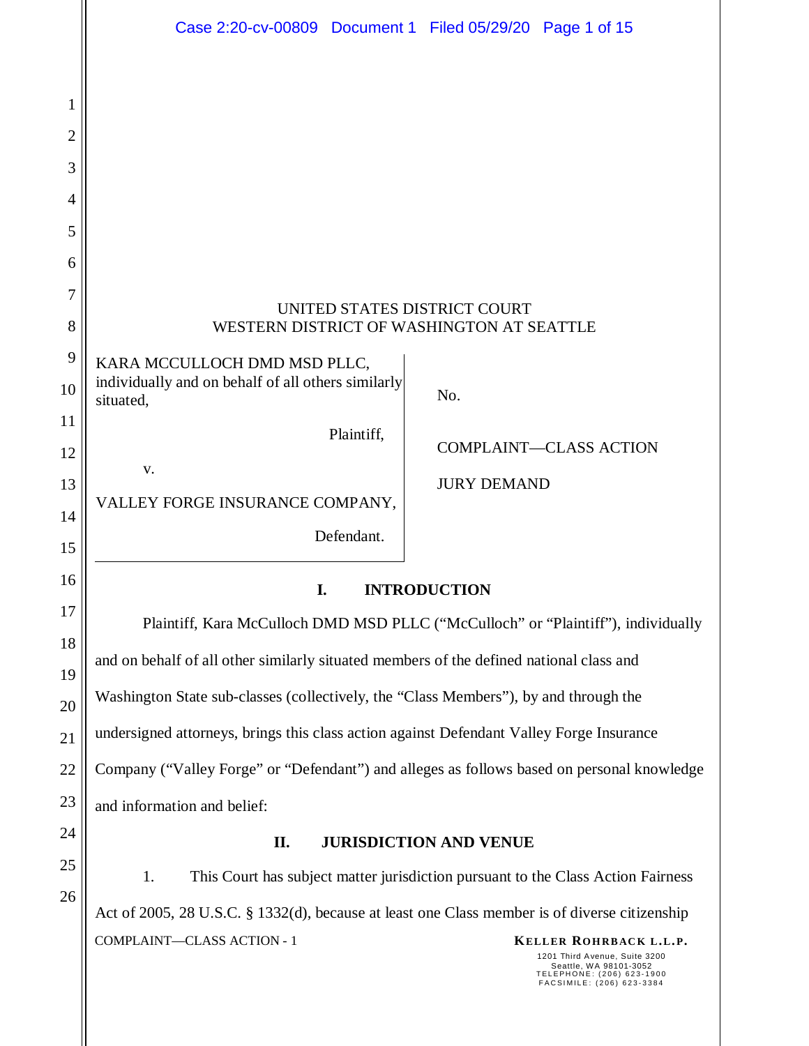UNITED STATES DISTRICT COURT
WESTERN DISTRICT OF WASHINGTON AT SEATTLE

| | |
|---|---|
| KARA MCCULLOCH DMD MSD PLLC, individually and on behalf of all others similarly situated,<br><br>Plaintiff,<br><br>v.<br><br>VALLEY FORGE INSURANCE COMPANY,<br><br>Defendant. | No.<br><br>COMPLAINT—CLASS ACTION<br><br>JURY DEMAND |

## I. INTRODUCTION

Plaintiff, Kara McCulloch DMD MSD PLLC ("McCulloch" or "Plaintiff"), individually and on behalf of all other similarly situated members of the defined national class and Washington State sub-classes (collectively, the "Class Members"), by and through the undersigned attorneys, brings this class action against Defendant Valley Forge Insurance Company ("Valley Forge" or "Defendant") and alleges as follows based on personal knowledge and information and belief:

## II. JURISDICTION AND VENUE

1. This Court has subject matter jurisdiction pursuant to the Class Action Fairness Act of 2005, 28 U.S.C. § 1332(d), because at least one Class member is of diverse citizenship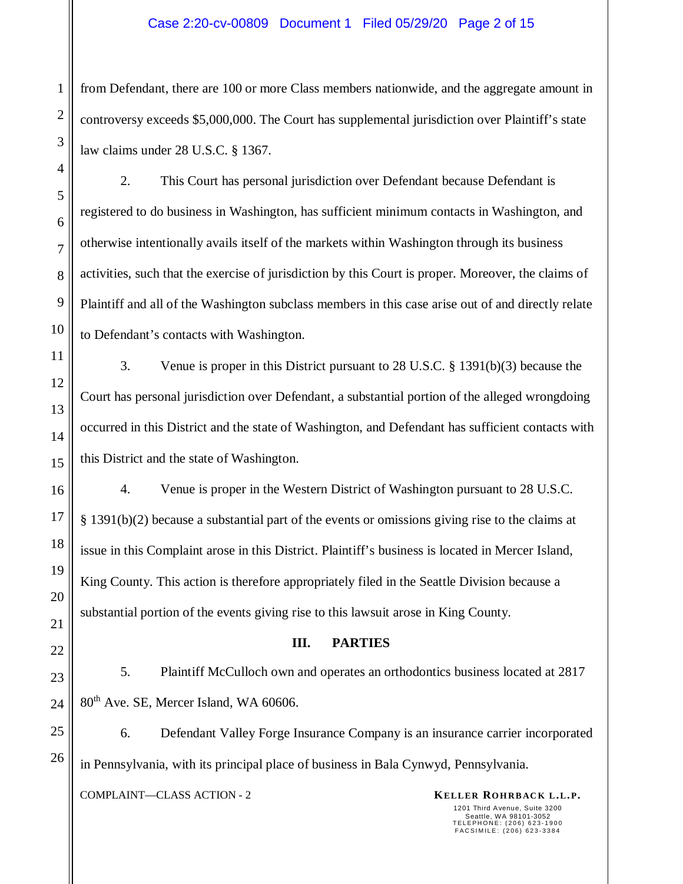from Defendant, there are 100 or more Class members nationwide, and the aggregate amount in controversy exceeds $5,000,000. The Court has supplemental jurisdiction over Plaintiff's state law claims under 28 U.S.C. § 1367.

2. This Court has personal jurisdiction over Defendant because Defendant is registered to do business in Washington, has sufficient minimum contacts in Washington, and otherwise intentionally avails itself of the markets within Washington through its business activities, such that the exercise of jurisdiction by this Court is proper. Moreover, the claims of Plaintiff and all of the Washington subclass members in this case arise out of and directly relate to Defendant's contacts with Washington.

3. Venue is proper in this District pursuant to 28 U.S.C. § 1391(b)(3) because the Court has personal jurisdiction over Defendant, a substantial portion of the alleged wrongdoing occurred in this District and the state of Washington, and Defendant has sufficient contacts with this District and the state of Washington.

4. Venue is proper in the Western District of Washington pursuant to 28 U.S.C. § 1391(b)(2) because a substantial part of the events or omissions giving rise to the claims at issue in this Complaint arose in this District. Plaintiff's business is located in Mercer Island, King County. This action is therefore appropriately filed in the Seattle Division because a substantial portion of the events giving rise to this lawsuit arose in King County.

## III. PARTIES

5. Plaintiff McCulloch own and operates an orthodontics business located at 2817 80th Ave. SE, Mercer Island, WA 60606.

6. Defendant Valley Forge Insurance Company is an insurance carrier incorporated in Pennsylvania, with its principal place of business in Bala Cynwyd, Pennsylvania.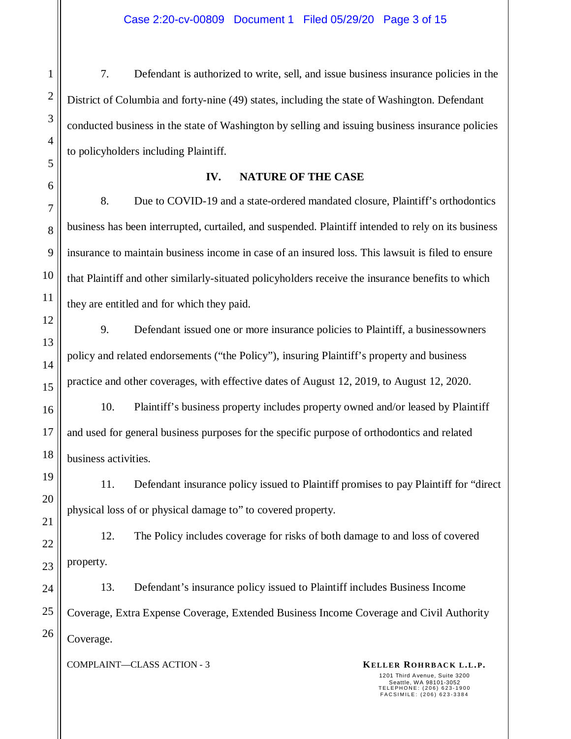7. Defendant is authorized to write, sell, and issue business insurance policies in the District of Columbia and forty-nine (49) states, including the state of Washington. Defendant conducted business in the state of Washington by selling and issuing business insurance policies to policyholders including Plaintiff.

## IV. NATURE OF THE CASE

8. Due to COVID-19 and a state-ordered mandated closure, Plaintiff's orthodontics business has been interrupted, curtailed, and suspended. Plaintiff intended to rely on its business insurance to maintain business income in case of an insured loss. This lawsuit is filed to ensure that Plaintiff and other similarly-situated policyholders receive the insurance benefits to which they are entitled and for which they paid.

9. Defendant issued one or more insurance policies to Plaintiff, a businessowners policy and related endorsements ("the Policy"), insuring Plaintiff's property and business practice and other coverages, with effective dates of August 12, 2019, to August 12, 2020.

10. Plaintiff's business property includes property owned and/or leased by Plaintiff and used for general business purposes for the specific purpose of orthodontics and related business activities.

11. Defendant insurance policy issued to Plaintiff promises to pay Plaintiff for "direct physical loss of or physical damage to" to covered property.

12. The Policy includes coverage for risks of both damage to and loss of covered property.

13. Defendant's insurance policy issued to Plaintiff includes Business Income Coverage, Extra Expense Coverage, Extended Business Income Coverage and Civil Authority Coverage.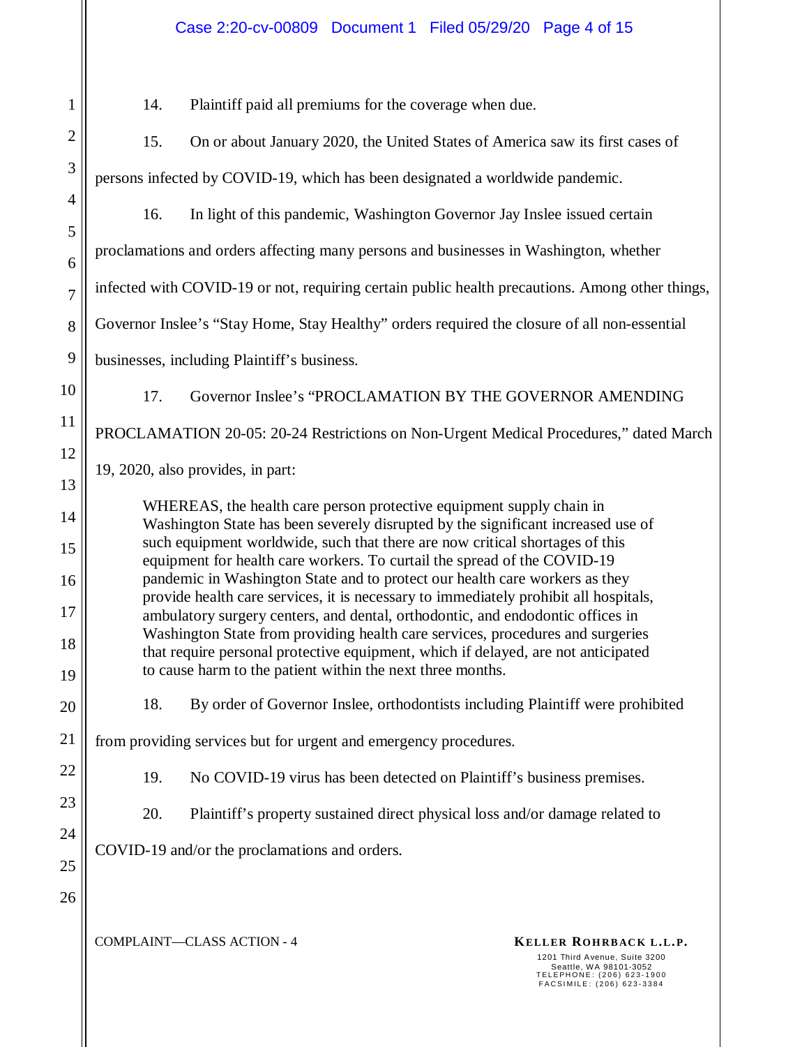14. Plaintiff paid all premiums for the coverage when due.

15. On or about January 2020, the United States of America saw its first cases of persons infected by COVID-19, which has been designated a worldwide pandemic.

16. In light of this pandemic, Washington Governor Jay Inslee issued certain proclamations and orders affecting many persons and businesses in Washington, whether infected with COVID-19 or not, requiring certain public health precautions. Among other things, Governor Inslee's "Stay Home, Stay Healthy" orders required the closure of all non-essential businesses, including Plaintiff's business.

17. Governor Inslee's "PROCLAMATION BY THE GOVERNOR AMENDING PROCLAMATION 20-05: 20-24 Restrictions on Non-Urgent Medical Procedures," dated March 19, 2020, also provides, in part:

> WHEREAS, the health care person protective equipment supply chain in Washington State has been severely disrupted by the significant increased use of such equipment worldwide, such that there are now critical shortages of this equipment for health care workers. To curtail the spread of the COVID-19 pandemic in Washington State and to protect our health care workers as they provide health care services, it is necessary to immediately prohibit all hospitals, ambulatory surgery centers, and dental, orthodontic, and endodontic offices in Washington State from providing health care services, procedures and surgeries that require personal protective equipment, which if delayed, are not anticipated to cause harm to the patient within the next three months.

18. By order of Governor Inslee, orthodontists including Plaintiff were prohibited from providing services but for urgent and emergency procedures.

19. No COVID-19 virus has been detected on Plaintiff's business premises.

20. Plaintiff's property sustained direct physical loss and/or damage related to COVID-19 and/or the proclamations and orders.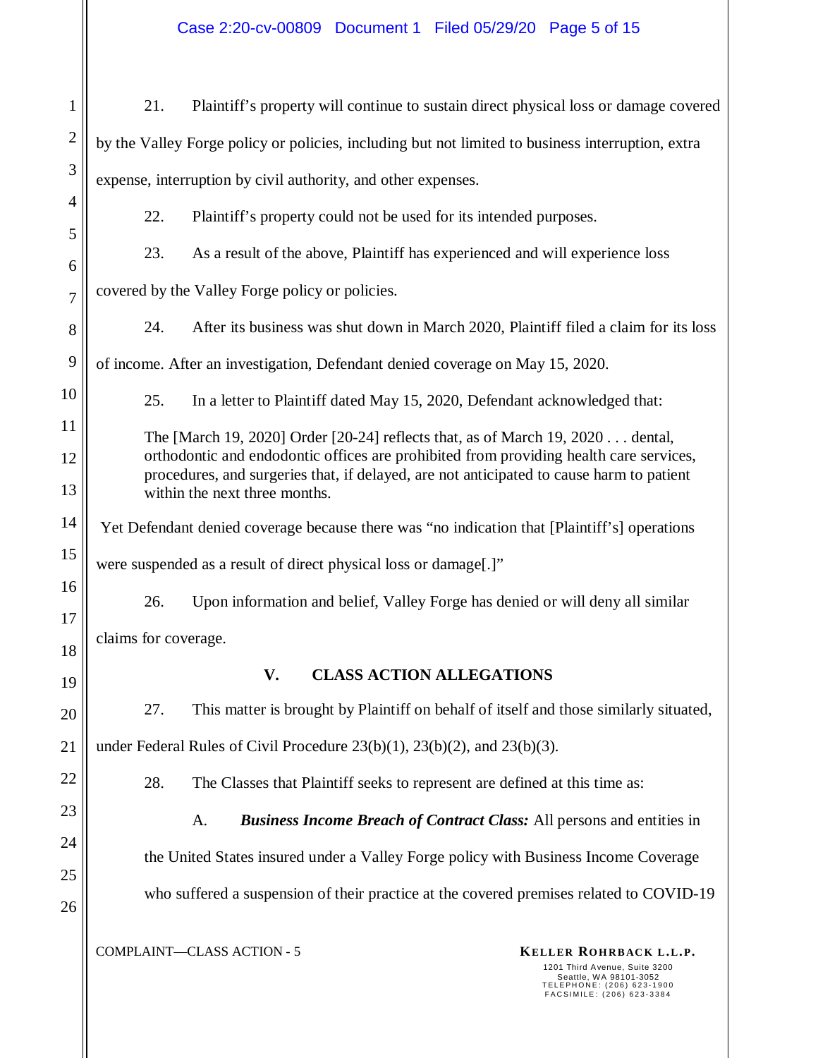21. Plaintiff's property will continue to sustain direct physical loss or damage covered by the Valley Forge policy or policies, including but not limited to business interruption, extra expense, interruption by civil authority, and other expenses.

22. Plaintiff's property could not be used for its intended purposes.

23. As a result of the above, Plaintiff has experienced and will experience loss covered by the Valley Forge policy or policies.

24. After its business was shut down in March 2020, Plaintiff filed a claim for its loss of income. After an investigation, Defendant denied coverage on May 15, 2020.

25. In a letter to Plaintiff dated May 15, 2020, Defendant acknowledged that:

> The [March 19, 2020] Order [20-24] reflects that, as of March 19, 2020 . . . dental, orthodontic and endodontic offices are prohibited from providing health care services, procedures, and surgeries that, if delayed, are not anticipated to cause harm to patient within the next three months.

Yet Defendant denied coverage because there was "no indication that [Plaintiff's] operations were suspended as a result of direct physical loss or damage[.]"

26. Upon information and belief, Valley Forge has denied or will deny all similar claims for coverage.

## V. CLASS ACTION ALLEGATIONS

27. This matter is brought by Plaintiff on behalf of itself and those similarly situated, under Federal Rules of Civil Procedure 23(b)(1), 23(b)(2), and 23(b)(3).

28. The Classes that Plaintiff seeks to represent are defined at this time as:

A. ***Business Income Breach of Contract Class:*** All persons and entities in the United States insured under a Valley Forge policy with Business Income Coverage who suffered a suspension of their practice at the covered premises related to COVID-19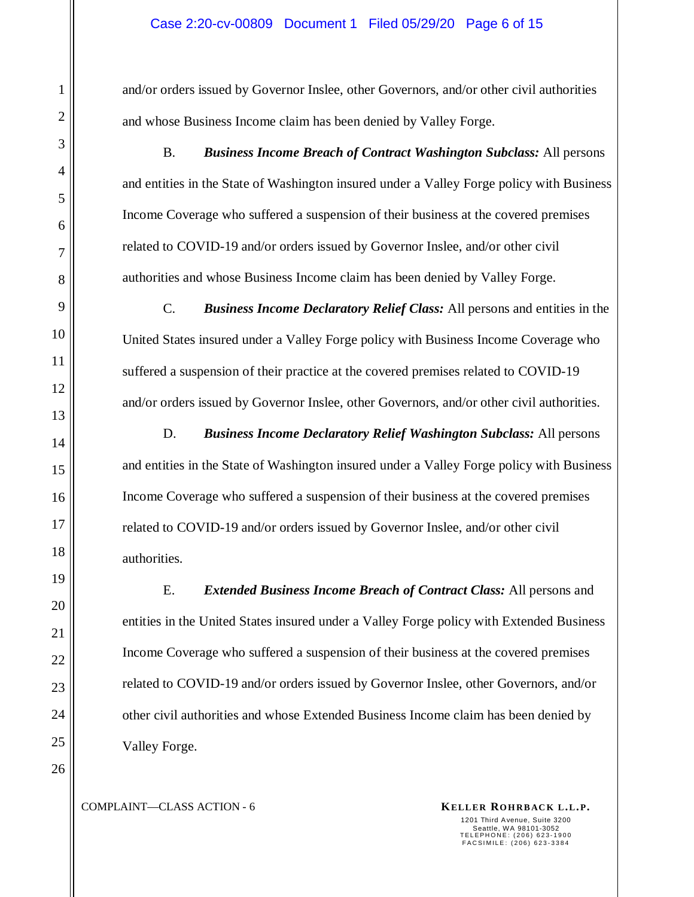and/or orders issued by Governor Inslee, other Governors, and/or other civil authorities and whose Business Income claim has been denied by Valley Forge.

B. ***Business Income Breach of Contract Washington Subclass:*** All persons and entities in the State of Washington insured under a Valley Forge policy with Business Income Coverage who suffered a suspension of their business at the covered premises related to COVID-19 and/or orders issued by Governor Inslee, and/or other civil authorities and whose Business Income claim has been denied by Valley Forge.

C. ***Business Income Declaratory Relief Class:*** All persons and entities in the United States insured under a Valley Forge policy with Business Income Coverage who suffered a suspension of their practice at the covered premises related to COVID-19 and/or orders issued by Governor Inslee, other Governors, and/or other civil authorities.

D. ***Business Income Declaratory Relief Washington Subclass:*** All persons and entities in the State of Washington insured under a Valley Forge policy with Business Income Coverage who suffered a suspension of their business at the covered premises related to COVID-19 and/or orders issued by Governor Inslee, and/or other civil authorities.

E. ***Extended Business Income Breach of Contract Class:*** All persons and entities in the United States insured under a Valley Forge policy with Extended Business Income Coverage who suffered a suspension of their business at the covered premises related to COVID-19 and/or orders issued by Governor Inslee, other Governors, and/or other civil authorities and whose Extended Business Income claim has been denied by Valley Forge.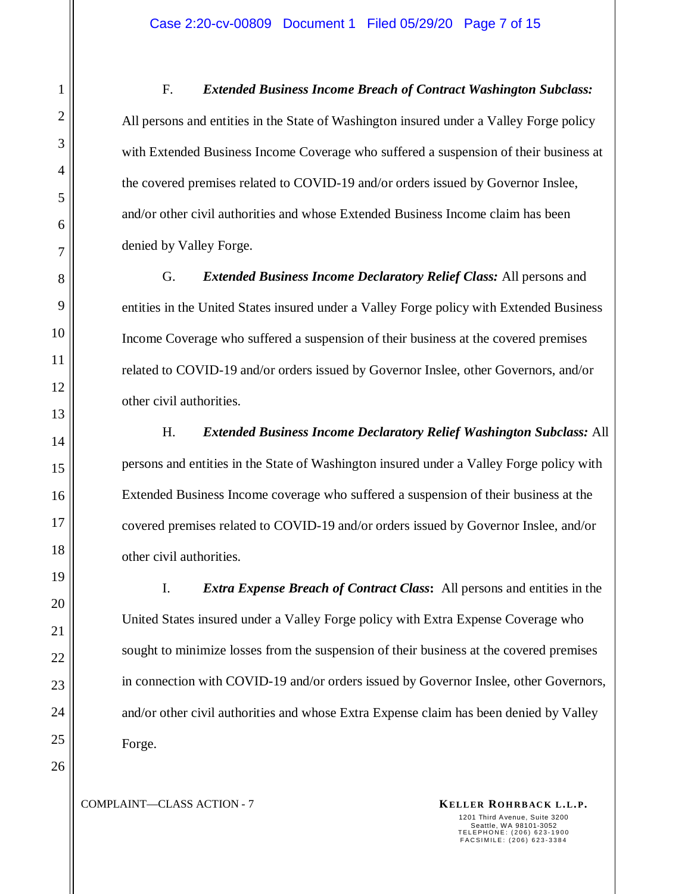F. ***Extended Business Income Breach of Contract Washington Subclass:*** All persons and entities in the State of Washington insured under a Valley Forge policy with Extended Business Income Coverage who suffered a suspension of their business at the covered premises related to COVID-19 and/or orders issued by Governor Inslee, and/or other civil authorities and whose Extended Business Income claim has been denied by Valley Forge.

G. ***Extended Business Income Declaratory Relief Class:*** All persons and entities in the United States insured under a Valley Forge policy with Extended Business Income Coverage who suffered a suspension of their business at the covered premises related to COVID-19 and/or orders issued by Governor Inslee, other Governors, and/or other civil authorities.

H. ***Extended Business Income Declaratory Relief Washington Subclass:*** All persons and entities in the State of Washington insured under a Valley Forge policy with Extended Business Income coverage who suffered a suspension of their business at the covered premises related to COVID-19 and/or orders issued by Governor Inslee, and/or other civil authorities.

I. ***Extra Expense Breach of Contract Class*:** All persons and entities in the United States insured under a Valley Forge policy with Extra Expense Coverage who sought to minimize losses from the suspension of their business at the covered premises in connection with COVID-19 and/or orders issued by Governor Inslee, other Governors, and/or other civil authorities and whose Extra Expense claim has been denied by Valley Forge.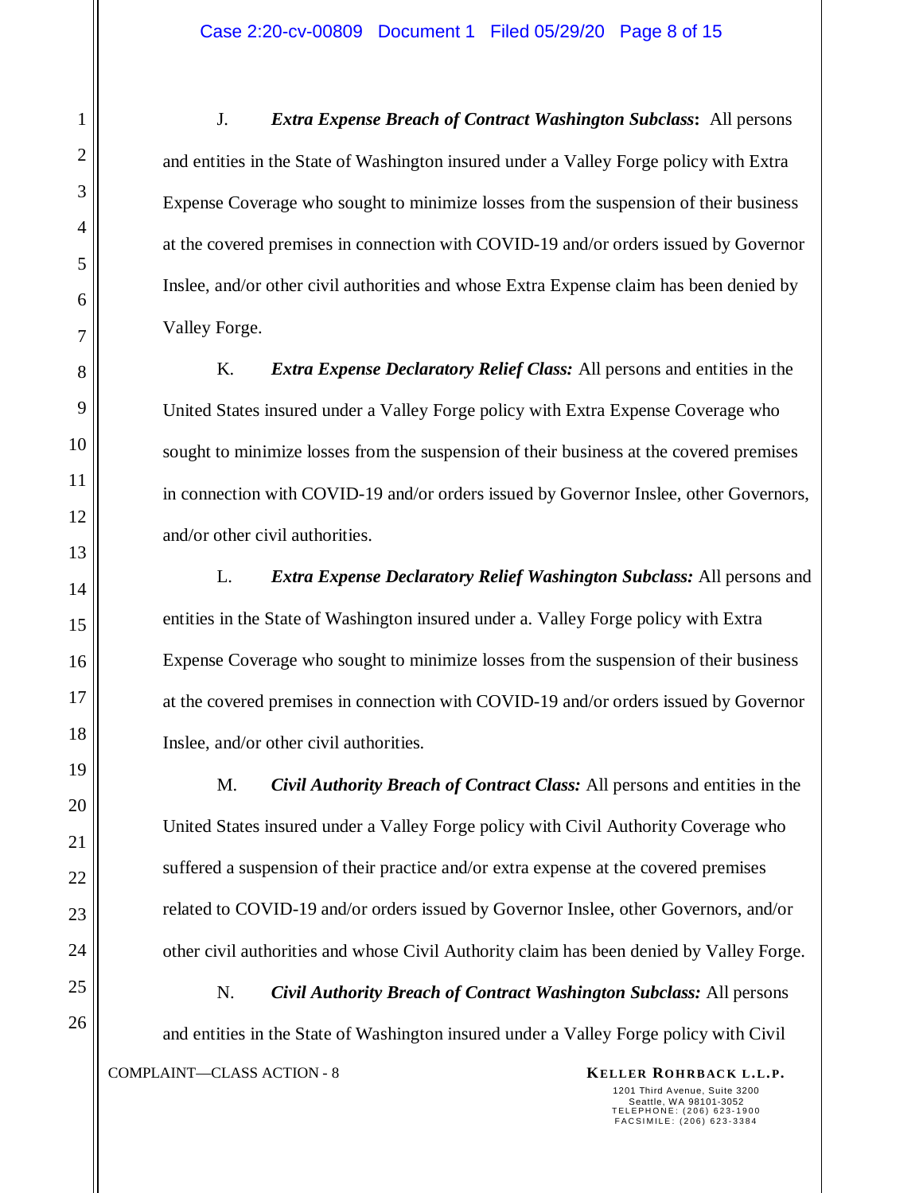J. ***Extra Expense Breach of Contract Washington Subclass*****:** All persons and entities in the State of Washington insured under a Valley Forge policy with Extra Expense Coverage who sought to minimize losses from the suspension of their business at the covered premises in connection with COVID-19 and/or orders issued by Governor Inslee, and/or other civil authorities and whose Extra Expense claim has been denied by Valley Forge.

K. ***Extra Expense Declaratory Relief Class:*** All persons and entities in the United States insured under a Valley Forge policy with Extra Expense Coverage who sought to minimize losses from the suspension of their business at the covered premises in connection with COVID-19 and/or orders issued by Governor Inslee, other Governors, and/or other civil authorities.

L. ***Extra Expense Declaratory Relief Washington Subclass:*** All persons and entities in the State of Washington insured under a. Valley Forge policy with Extra Expense Coverage who sought to minimize losses from the suspension of their business at the covered premises in connection with COVID-19 and/or orders issued by Governor Inslee, and/or other civil authorities.

M. ***Civil Authority Breach of Contract Class:*** All persons and entities in the United States insured under a Valley Forge policy with Civil Authority Coverage who suffered a suspension of their practice and/or extra expense at the covered premises related to COVID-19 and/or orders issued by Governor Inslee, other Governors, and/or other civil authorities and whose Civil Authority claim has been denied by Valley Forge.

N. ***Civil Authority Breach of Contract Washington Subclass:*** All persons and entities in the State of Washington insured under a Valley Forge policy with Civil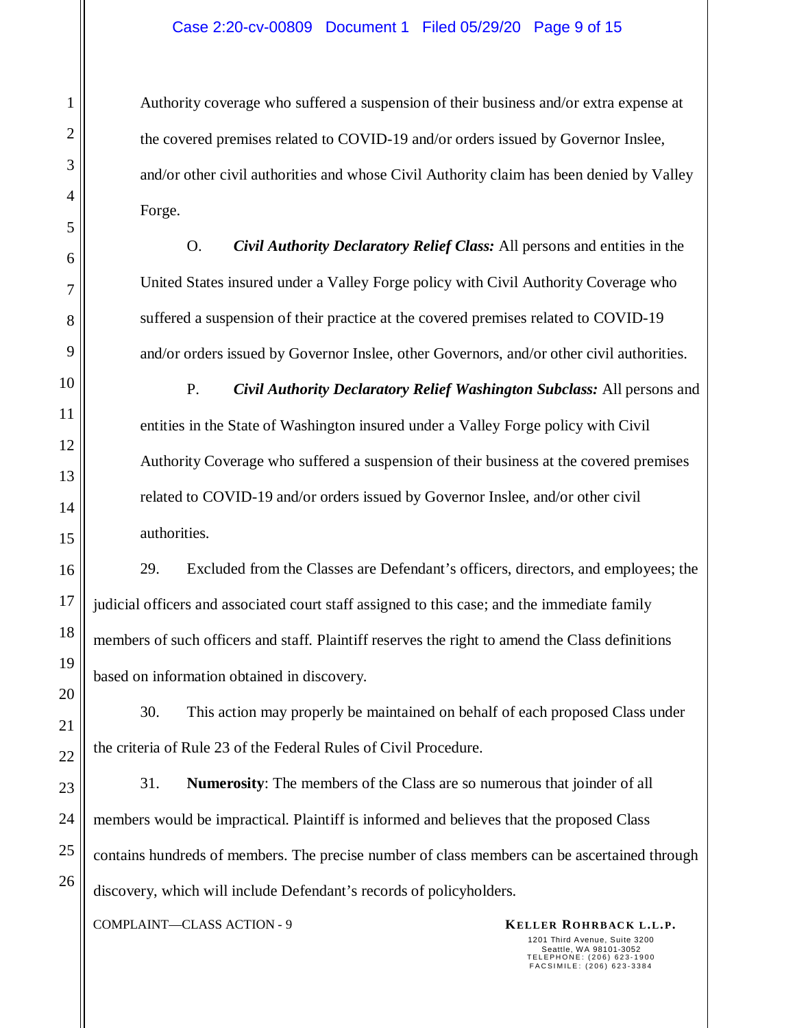Authority coverage who suffered a suspension of their business and/or extra expense at the covered premises related to COVID-19 and/or orders issued by Governor Inslee, and/or other civil authorities and whose Civil Authority claim has been denied by Valley Forge.

O. ***Civil Authority Declaratory Relief Class:*** All persons and entities in the United States insured under a Valley Forge policy with Civil Authority Coverage who suffered a suspension of their practice at the covered premises related to COVID-19 and/or orders issued by Governor Inslee, other Governors, and/or other civil authorities.

P. ***Civil Authority Declaratory Relief Washington Subclass:*** All persons and entities in the State of Washington insured under a Valley Forge policy with Civil Authority Coverage who suffered a suspension of their business at the covered premises related to COVID-19 and/or orders issued by Governor Inslee, and/or other civil authorities.

29. Excluded from the Classes are Defendant's officers, directors, and employees; the judicial officers and associated court staff assigned to this case; and the immediate family members of such officers and staff. Plaintiff reserves the right to amend the Class definitions based on information obtained in discovery.

30. This action may properly be maintained on behalf of each proposed Class under the criteria of Rule 23 of the Federal Rules of Civil Procedure.

31. **Numerosity**: The members of the Class are so numerous that joinder of all members would be impractical. Plaintiff is informed and believes that the proposed Class contains hundreds of members. The precise number of class members can be ascertained through discovery, which will include Defendant's records of policyholders.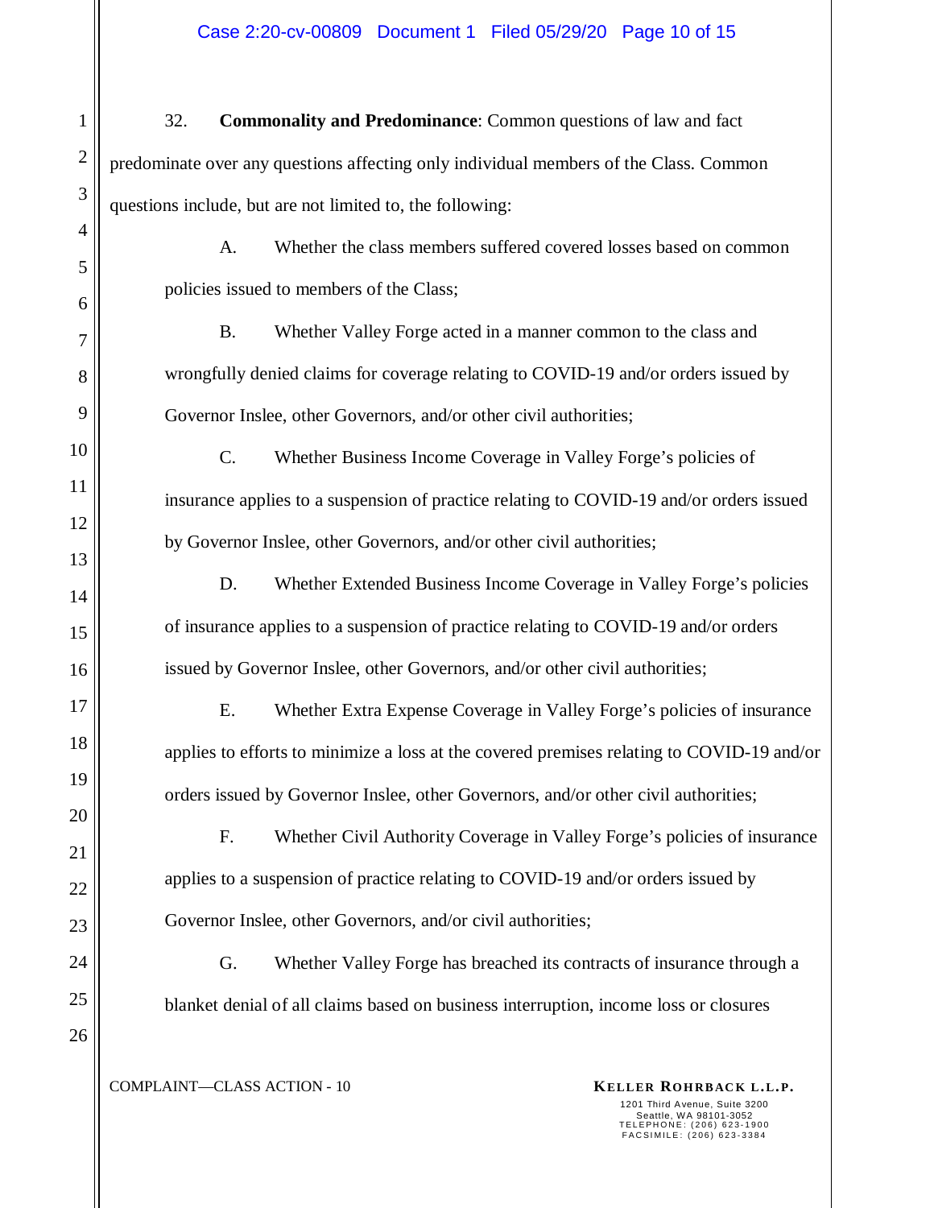32. **Commonality and Predominance**: Common questions of law and fact predominate over any questions affecting only individual members of the Class. Common questions include, but are not limited to, the following:

A. Whether the class members suffered covered losses based on common policies issued to members of the Class;

B. Whether Valley Forge acted in a manner common to the class and wrongfully denied claims for coverage relating to COVID-19 and/or orders issued by Governor Inslee, other Governors, and/or other civil authorities;

C. Whether Business Income Coverage in Valley Forge's policies of insurance applies to a suspension of practice relating to COVID-19 and/or orders issued by Governor Inslee, other Governors, and/or other civil authorities;

D. Whether Extended Business Income Coverage in Valley Forge's policies of insurance applies to a suspension of practice relating to COVID-19 and/or orders issued by Governor Inslee, other Governors, and/or other civil authorities;

E. Whether Extra Expense Coverage in Valley Forge's policies of insurance applies to efforts to minimize a loss at the covered premises relating to COVID-19 and/or orders issued by Governor Inslee, other Governors, and/or other civil authorities;

F. Whether Civil Authority Coverage in Valley Forge's policies of insurance applies to a suspension of practice relating to COVID-19 and/or orders issued by Governor Inslee, other Governors, and/or civil authorities;

G. Whether Valley Forge has breached its contracts of insurance through a blanket denial of all claims based on business interruption, income loss or closures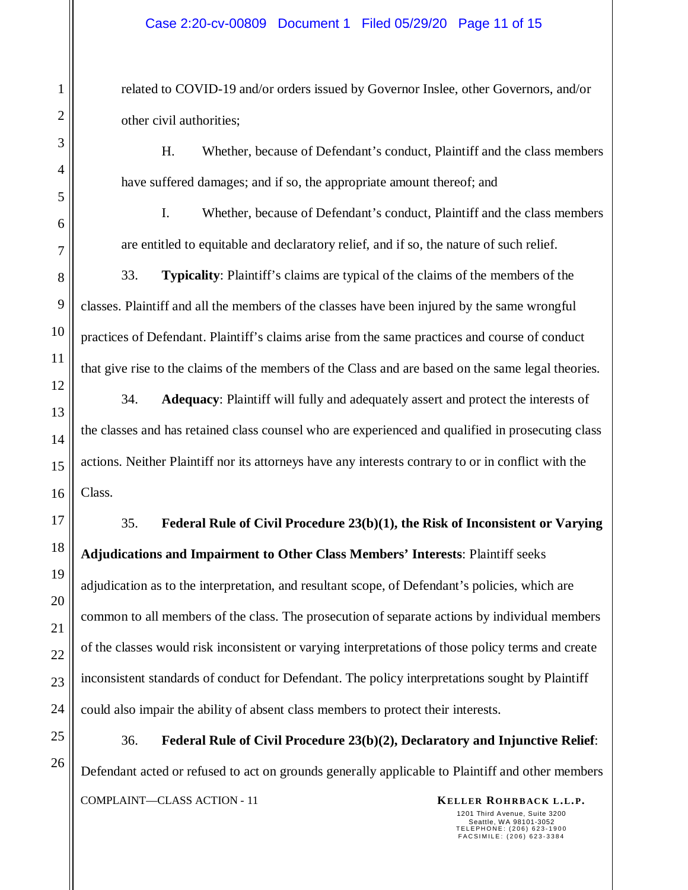related to COVID-19 and/or orders issued by Governor Inslee, other Governors, and/or other civil authorities;

H. Whether, because of Defendant's conduct, Plaintiff and the class members have suffered damages; and if so, the appropriate amount thereof; and

I. Whether, because of Defendant's conduct, Plaintiff and the class members are entitled to equitable and declaratory relief, and if so, the nature of such relief.

33. **Typicality**: Plaintiff's claims are typical of the claims of the members of the classes. Plaintiff and all the members of the classes have been injured by the same wrongful practices of Defendant. Plaintiff's claims arise from the same practices and course of conduct that give rise to the claims of the members of the Class and are based on the same legal theories.

34. **Adequacy**: Plaintiff will fully and adequately assert and protect the interests of the classes and has retained class counsel who are experienced and qualified in prosecuting class actions. Neither Plaintiff nor its attorneys have any interests contrary to or in conflict with the Class.

35. **Federal Rule of Civil Procedure 23(b)(1), the Risk of Inconsistent or Varying Adjudications and Impairment to Other Class Members' Interests**: Plaintiff seeks adjudication as to the interpretation, and resultant scope, of Defendant's policies, which are common to all members of the class. The prosecution of separate actions by individual members of the classes would risk inconsistent or varying interpretations of those policy terms and create inconsistent standards of conduct for Defendant. The policy interpretations sought by Plaintiff could also impair the ability of absent class members to protect their interests.

36. **Federal Rule of Civil Procedure 23(b)(2), Declaratory and Injunctive Relief**: Defendant acted or refused to act on grounds generally applicable to Plaintiff and other members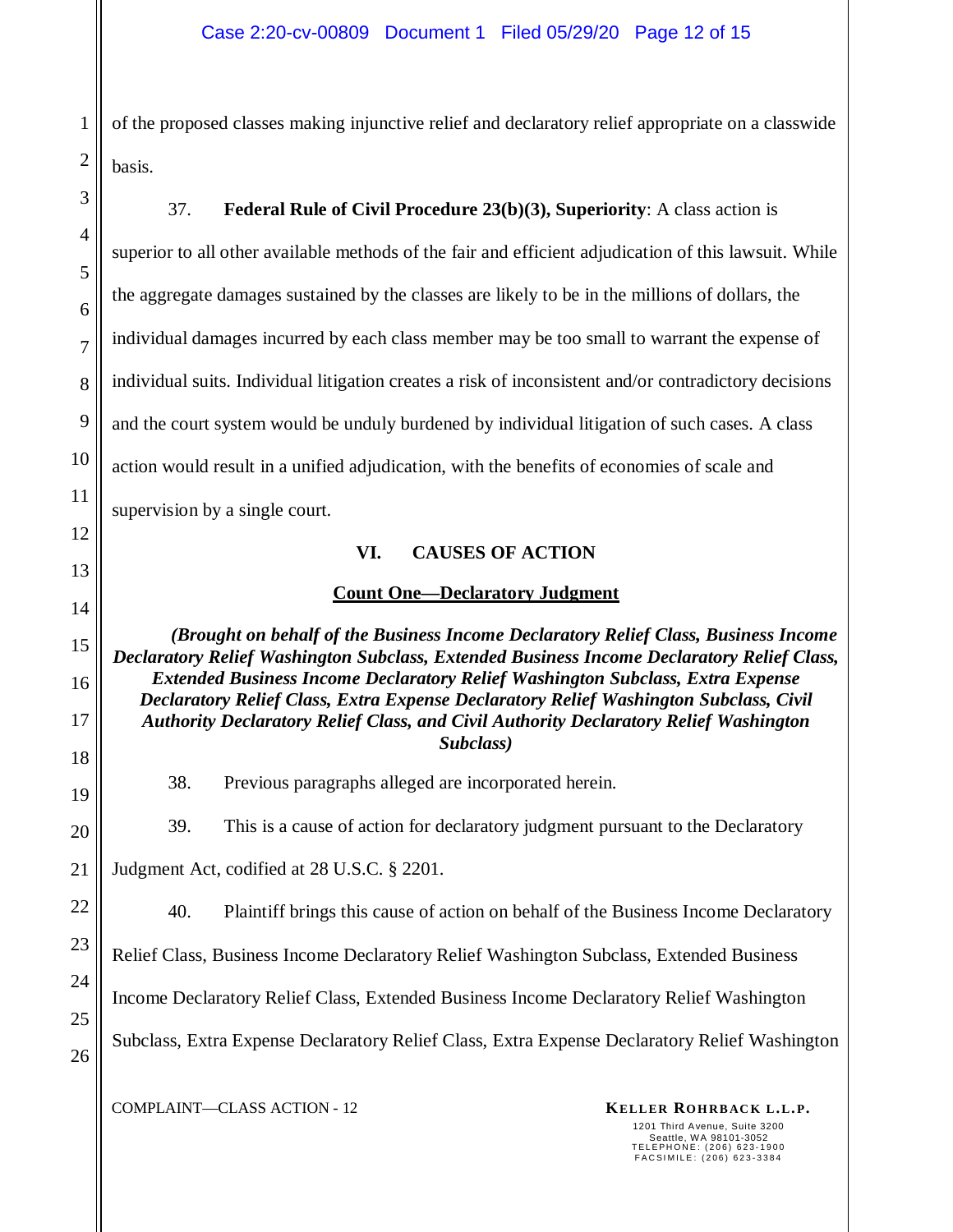of the proposed classes making injunctive relief and declaratory relief appropriate on a classwide basis.

37. **Federal Rule of Civil Procedure 23(b)(3), Superiority**: A class action is superior to all other available methods of the fair and efficient adjudication of this lawsuit. While the aggregate damages sustained by the classes are likely to be in the millions of dollars, the individual damages incurred by each class member may be too small to warrant the expense of individual suits. Individual litigation creates a risk of inconsistent and/or contradictory decisions and the court system would be unduly burdened by individual litigation of such cases. A class action would result in a unified adjudication, with the benefits of economies of scale and supervision by a single court.

## VI. CAUSES OF ACTION

### Count One—Declaratory Judgment

***(Brought on behalf of the Business Income Declaratory Relief Class, Business Income Declaratory Relief Washington Subclass, Extended Business Income Declaratory Relief Class, Extended Business Income Declaratory Relief Washington Subclass, Extra Expense Declaratory Relief Class, Extra Expense Declaratory Relief Washington Subclass, Civil Authority Declaratory Relief Class, and Civil Authority Declaratory Relief Washington Subclass)***

38. Previous paragraphs alleged are incorporated herein.

39. This is a cause of action for declaratory judgment pursuant to the Declaratory Judgment Act, codified at 28 U.S.C. § 2201.

40. Plaintiff brings this cause of action on behalf of the Business Income Declaratory Relief Class, Business Income Declaratory Relief Washington Subclass, Extended Business Income Declaratory Relief Class, Extended Business Income Declaratory Relief Washington Subclass, Extra Expense Declaratory Relief Class, Extra Expense Declaratory Relief Washington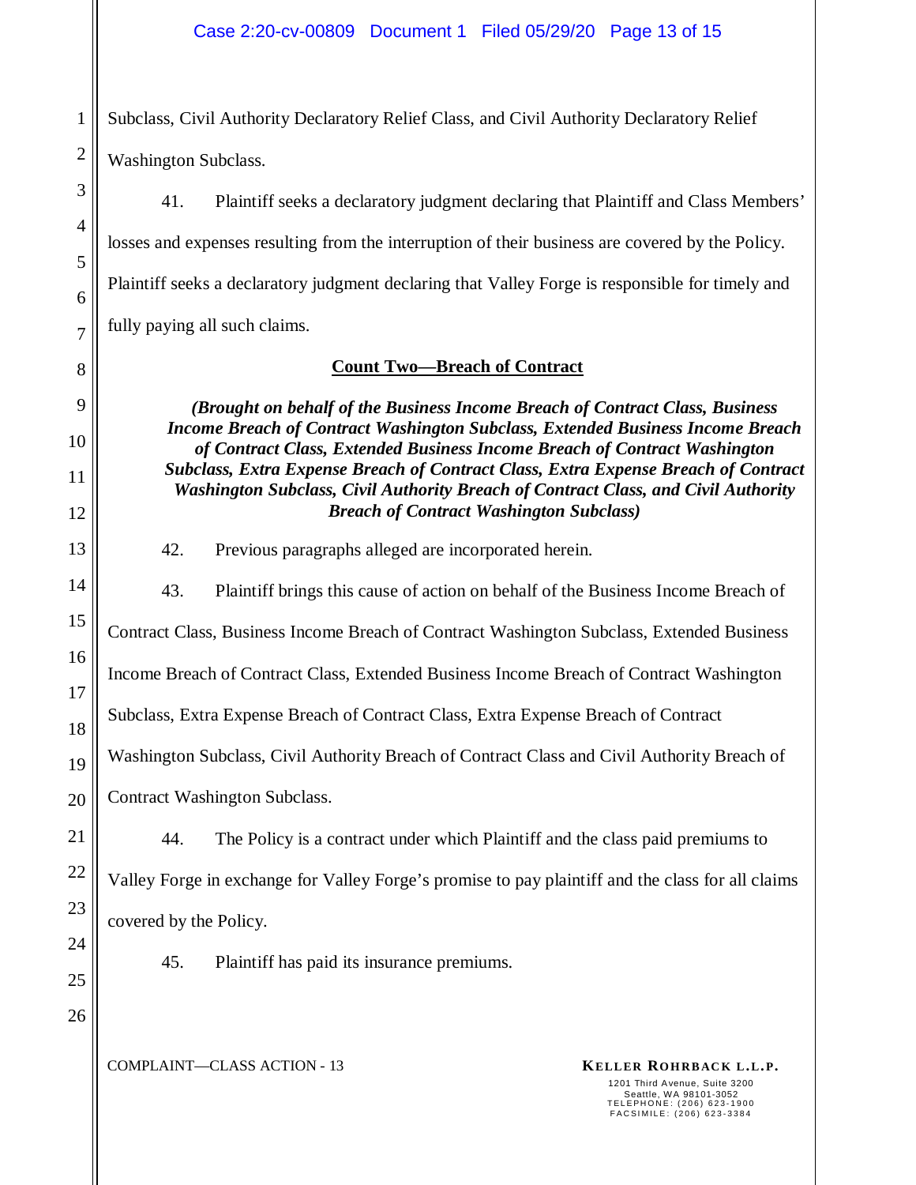Subclass, Civil Authority Declaratory Relief Class, and Civil Authority Declaratory Relief Washington Subclass.

41. Plaintiff seeks a declaratory judgment declaring that Plaintiff and Class Members' losses and expenses resulting from the interruption of their business are covered by the Policy. Plaintiff seeks a declaratory judgment declaring that Valley Forge is responsible for timely and fully paying all such claims.

## Count Two—Breach of Contract

***(Brought on behalf of the Business Income Breach of Contract Class, Business Income Breach of Contract Washington Subclass, Extended Business Income Breach of Contract Class, Extended Business Income Breach of Contract Washington Subclass, Extra Expense Breach of Contract Class, Extra Expense Breach of Contract Washington Subclass, Civil Authority Breach of Contract Class, and Civil Authority Breach of Contract Washington Subclass)***

42. Previous paragraphs alleged are incorporated herein.

43. Plaintiff brings this cause of action on behalf of the Business Income Breach of Contract Class, Business Income Breach of Contract Washington Subclass, Extended Business Income Breach of Contract Class, Extended Business Income Breach of Contract Washington Subclass, Extra Expense Breach of Contract Class, Extra Expense Breach of Contract Washington Subclass, Civil Authority Breach of Contract Class and Civil Authority Breach of Contract Washington Subclass.

44. The Policy is a contract under which Plaintiff and the class paid premiums to Valley Forge in exchange for Valley Forge's promise to pay plaintiff and the class for all claims covered by the Policy.

45. Plaintiff has paid its insurance premiums.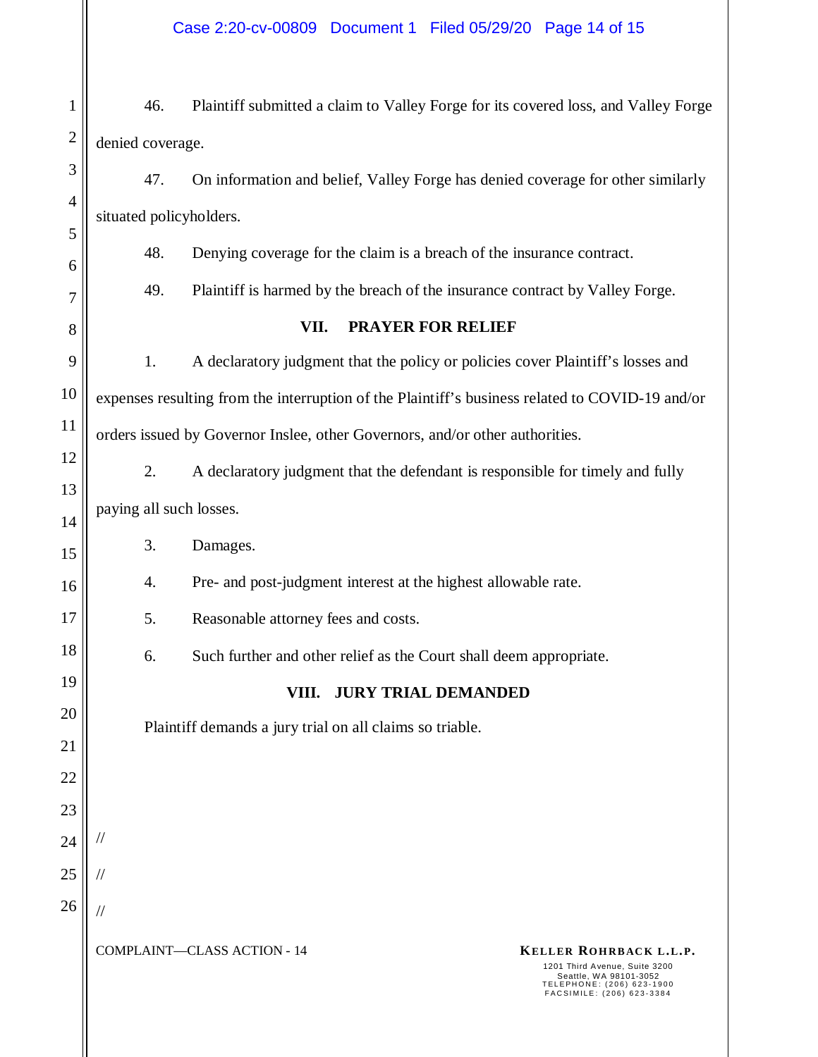46. Plaintiff submitted a claim to Valley Forge for its covered loss, and Valley Forge denied coverage.

47. On information and belief, Valley Forge has denied coverage for other similarly situated policyholders.

48. Denying coverage for the claim is a breach of the insurance contract.

49. Plaintiff is harmed by the breach of the insurance contract by Valley Forge.

## VII. PRAYER FOR RELIEF

1. A declaratory judgment that the policy or policies cover Plaintiff's losses and expenses resulting from the interruption of the Plaintiff's business related to COVID-19 and/or orders issued by Governor Inslee, other Governors, and/or other authorities.

2. A declaratory judgment that the defendant is responsible for timely and fully paying all such losses.

3. Damages.

4. Pre- and post-judgment interest at the highest allowable rate.

5. Reasonable attorney fees and costs.

6. Such further and other relief as the Court shall deem appropriate.

## VIII. JURY TRIAL DEMANDED

Plaintiff demands a jury trial on all claims so triable.

//

//

//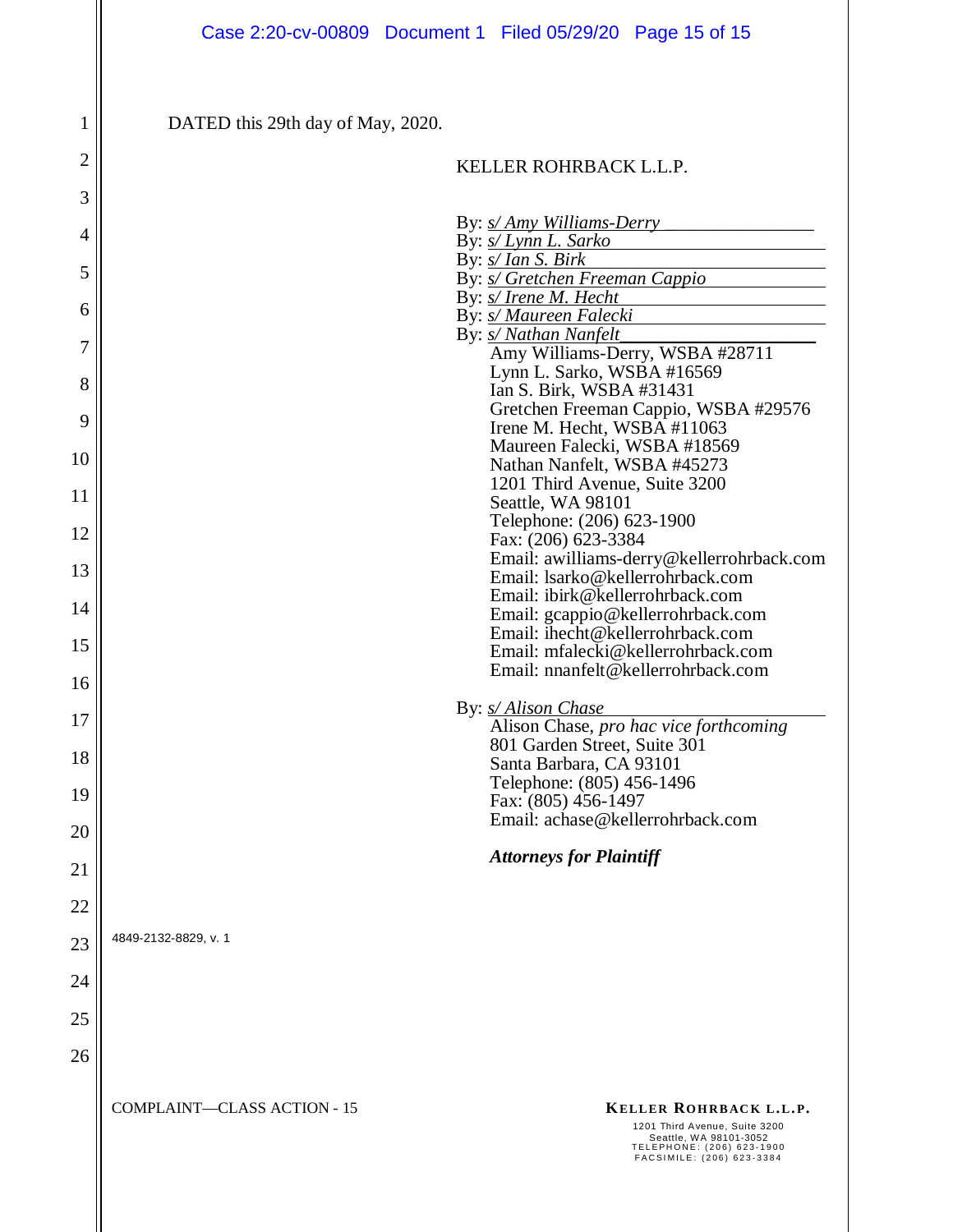DATED this 29th day of May, 2020.

KELLER ROHRBACK L.L.P.

By: *s/ Amy Williams-Derry*
By: *s/ Lynn L. Sarko*
By: *s/ Ian S. Birk*
By: *s/ Gretchen Freeman Cappio*
By: *s/ Irene M. Hecht*
By: *s/ Maureen Falecki*
By: *s/ Nathan Nanfelt*
Amy Williams-Derry, WSBA #28711
Lynn L. Sarko, WSBA #16569
Ian S. Birk, WSBA #31431
Gretchen Freeman Cappio, WSBA #29576
Irene M. Hecht, WSBA #11063
Maureen Falecki, WSBA #18569
Nathan Nanfelt, WSBA #45273
1201 Third Avenue, Suite 3200
Seattle, WA 98101
Telephone: (206) 623-1900
Fax: (206) 623-3384
Email: awilliams-derry@kellerrohrback.com
Email: lsarko@kellerrohrback.com
Email: ibirk@kellerrohrback.com
Email: gcappio@kellerrohrback.com
Email: ihecht@kellerrohrback.com
Email: mfalecki@kellerrohrback.com
Email: nnanfelt@kellerrohrback.com

By: *s/ Alison Chase*
Alison Chase, *pro hac vice forthcoming*
801 Garden Street, Suite 301
Santa Barbara, CA 93101
Telephone: (805) 456-1496
Fax: (805) 456-1497
Email: achase@kellerrohrback.com

***Attorneys for Plaintiff***

4849-2132-8829, v. 1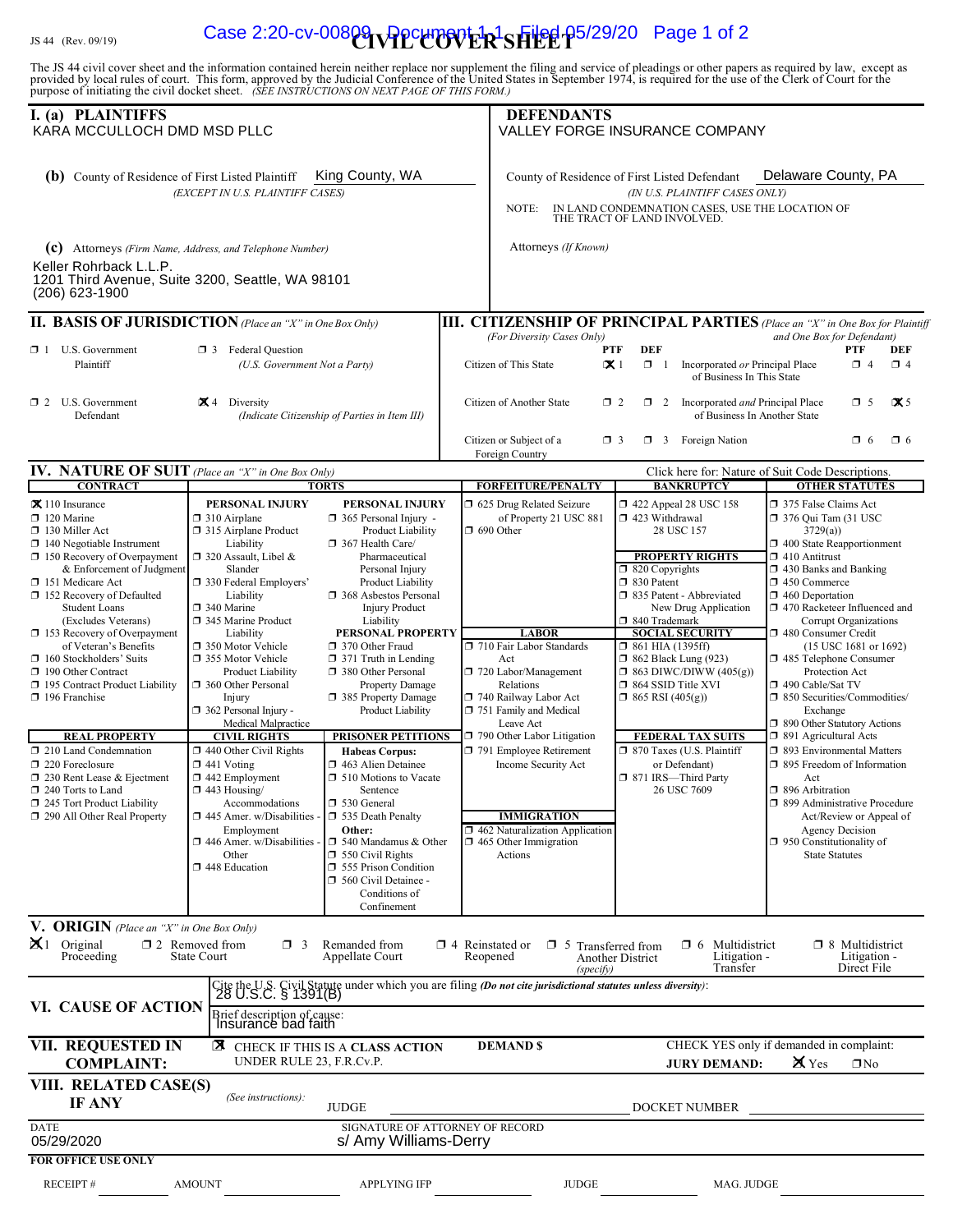JS 44 (Rev. 09/19)

# CIVIL COVER SHEET

The JS 44 civil cover sheet and the information contained herein neither replace nor supplement the filing and service of pleadings or other papers as required by law, except as provided by local rules of court. This form, approved by the Judicial Conference of the United States in September 1974, is required for the use of the Clerk of Court for the purpose of initiating the civil docket sheet. *(SEE INSTRUCTIONS ON NEXT PAGE OF THIS FORM.)*

## I. (a) PLAINTIFFS

KARA MCCULLOCH DMD MSD PLLC

**(b)** County of Residence of First Listed Plaintiff: King County, WA
*(EXCEPT IN U.S. PLAINTIFF CASES)*

**(c)** Attorneys *(Firm Name, Address, and Telephone Number)*
Keller Rohrback L.L.P.
1201 Third Avenue, Suite 3200, Seattle, WA 98101
(206) 623-1900

## DEFENDANTS

VALLEY FORGE INSURANCE COMPANY

County of Residence of First Listed Defendant: Delaware County, PA
*(IN U.S. PLAINTIFF CASES ONLY)*

NOTE: IN LAND CONDEMNATION CASES, USE THE LOCATION OF THE TRACT OF LAND INVOLVED.

Attorneys *(If Known)*

## II. BASIS OF JURISDICTION *(Place an "X" in One Box Only)*

- ☐ 1 U.S. Government Plaintiff
- ☐ 3 Federal Question *(U.S. Government Not a Party)*
- ☐ 2 U.S. Government Defendant
- ☒ 4 Diversity *(Indicate Citizenship of Parties in Item III)*

## III. CITIZENSHIP OF PRINCIPAL PARTIES *(Place an "X" in One Box for Plaintiff and One Box for Defendant)* *(For Diversity Cases Only)*

| | PTF | DEF | | PTF | DEF |
|---|---|---|---|---|---|
| Citizen of This State | ☒ 1 | ☐ 1 | Incorporated *or* Principal Place of Business In This State | ☐ 4 | ☐ 4 |
| Citizen of Another State | ☐ 2 | ☐ 2 | Incorporated *and* Principal Place of Business In Another State | ☐ 5 | ☒ 5 |
| Citizen or Subject of a Foreign Country | ☐ 3 | ☐ 3 | Foreign Nation | ☐ 6 | ☐ 6 |

## IV. NATURE OF SUIT *(Place an "X" in One Box Only)*

Click here for: Nature of Suit Code Descriptions.

**CONTRACT**
- ☒ 110 Insurance
- ☐ 120 Marine
- ☐ 130 Miller Act
- ☐ 140 Negotiable Instrument
- ☐ 150 Recovery of Overpayment & Enforcement of Judgment
- ☐ 151 Medicare Act
- ☐ 152 Recovery of Defaulted Student Loans (Excludes Veterans)
- ☐ 153 Recovery of Overpayment of Veteran's Benefits
- ☐ 160 Stockholders' Suits
- ☐ 190 Other Contract
- ☐ 195 Contract Product Liability
- ☐ 196 Franchise

**REAL PROPERTY**
- ☐ 210 Land Condemnation
- ☐ 220 Foreclosure
- ☐ 230 Rent Lease & Ejectment
- ☐ 240 Torts to Land
- ☐ 245 Tort Product Liability
- ☐ 290 All Other Real Property

**TORTS — PERSONAL INJURY**
- ☐ 310 Airplane
- ☐ 315 Airplane Product Liability
- ☐ 320 Assault, Libel & Slander
- ☐ 330 Federal Employers' Liability
- ☐ 340 Marine
- ☐ 345 Marine Product Liability
- ☐ 350 Motor Vehicle
- ☐ 355 Motor Vehicle Product Liability
- ☐ 360 Other Personal Injury
- ☐ 362 Personal Injury - Medical Malpractice

**TORTS — PERSONAL INJURY**
- ☐ 365 Personal Injury - Product Liability
- ☐ 367 Health Care/ Pharmaceutical Personal Injury Product Liability
- ☐ 368 Asbestos Personal Injury Product Liability

**PERSONAL PROPERTY**
- ☐ 370 Other Fraud
- ☐ 371 Truth in Lending
- ☐ 380 Other Personal Property Damage
- ☐ 385 Property Damage Product Liability

**CIVIL RIGHTS**
- ☐ 440 Other Civil Rights
- ☐ 441 Voting
- ☐ 442 Employment
- ☐ 443 Housing/ Accommodations
- ☐ 445 Amer. w/Disabilities - Employment
- ☐ 446 Amer. w/Disabilities - Other
- ☐ 448 Education

**PRISONER PETITIONS**
Habeas Corpus:
- ☐ 463 Alien Detainee
- ☐ 510 Motions to Vacate Sentence
- ☐ 530 General
- ☐ 535 Death Penalty

Other:
- ☐ 540 Mandamus & Other
- ☐ 550 Civil Rights
- ☐ 555 Prison Condition
- ☐ 560 Civil Detainee - Conditions of Confinement

**FORFEITURE/PENALTY**
- ☐ 625 Drug Related Seizure of Property 21 USC 881
- ☐ 690 Other

**LABOR**
- ☐ 710 Fair Labor Standards Act
- ☐ 720 Labor/Management Relations
- ☐ 740 Railway Labor Act
- ☐ 751 Family and Medical Leave Act
- ☐ 790 Other Labor Litigation
- ☐ 791 Employee Retirement Income Security Act

**IMMIGRATION**
- ☐ 462 Naturalization Application
- ☐ 465 Other Immigration Actions

**BANKRUPTCY**
- ☐ 422 Appeal 28 USC 158
- ☐ 423 Withdrawal 28 USC 157

**PROPERTY RIGHTS**
- ☐ 820 Copyrights
- ☐ 830 Patent
- ☐ 835 Patent - Abbreviated New Drug Application
- ☐ 840 Trademark

**SOCIAL SECURITY**
- ☐ 861 HIA (1395ff)
- ☐ 862 Black Lung (923)
- ☐ 863 DIWC/DIWW (405(g))
- ☐ 864 SSID Title XVI
- ☐ 865 RSI (405(g))

**FEDERAL TAX SUITS**
- ☐ 870 Taxes (U.S. Plaintiff or Defendant)
- ☐ 871 IRS—Third Party 26 USC 7609

**OTHER STATUTES**
- ☐ 375 False Claims Act
- ☐ 376 Qui Tam (31 USC 3729(a))
- ☐ 400 State Reapportionment
- ☐ 410 Antitrust
- ☐ 430 Banks and Banking
- ☐ 450 Commerce
- ☐ 460 Deportation
- ☐ 470 Racketeer Influenced and Corrupt Organizations
- ☐ 480 Consumer Credit (15 USC 1681 or 1692)
- ☐ 485 Telephone Consumer Protection Act
- ☐ 490 Cable/Sat TV
- ☐ 850 Securities/Commodities/ Exchange
- ☐ 890 Other Statutory Actions
- ☐ 891 Agricultural Acts
- ☐ 893 Environmental Matters
- ☐ 895 Freedom of Information Act
- ☐ 896 Arbitration
- ☐ 899 Administrative Procedure Act/Review or Appeal of Agency Decision
- ☐ 950 Constitutionality of State Statutes

## V. ORIGIN *(Place an "X" in One Box Only)*

- ☒ 1 Original Proceeding
- ☐ 2 Removed from State Court
- ☐ 3 Remanded from Appellate Court
- ☐ 4 Reinstated or Reopened
- ☐ 5 Transferred from Another District *(specify)*
- ☐ 6 Multidistrict Litigation - Transfer
- ☐ 8 Multidistrict Litigation - Direct File

## VI. CAUSE OF ACTION

Cite the U.S. Civil Statute under which you are filing *(Do not cite jurisdictional statutes unless diversity)*: 28 U.S.C. § 1391(B)

Brief description of cause: Insurance bad faith

## VII. REQUESTED IN COMPLAINT:

☒ CHECK IF THIS IS A CLASS ACTION UNDER RULE 23, F.R.Cv.P.

DEMAND $

CHECK YES only if demanded in complaint: JURY DEMAND: ☒ Yes ☐ No

## VIII. RELATED CASE(S) IF ANY

*(See instructions):* JUDGE ______ DOCKET NUMBER ______

DATE: 05/29/2020

SIGNATURE OF ATTORNEY OF RECORD: s/ Amy Williams-Derry

**FOR OFFICE USE ONLY**

RECEIPT # ______ AMOUNT ______ APPLYING IFP ______ JUDGE ______ MAG. JUDGE ______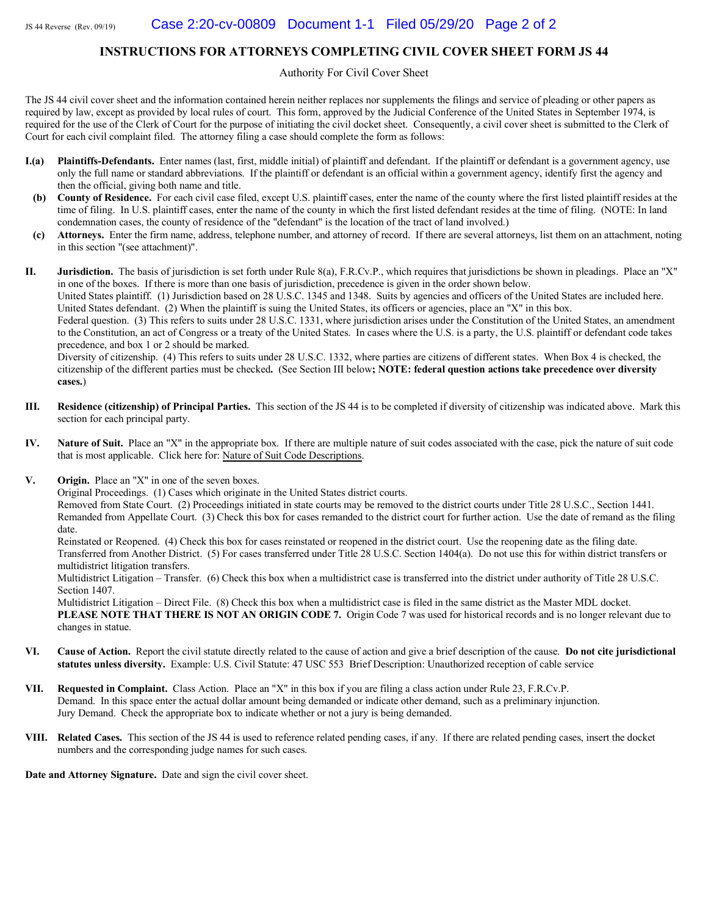# INSTRUCTIONS FOR ATTORNEYS COMPLETING CIVIL COVER SHEET FORM JS 44

Authority For Civil Cover Sheet

The JS 44 civil cover sheet and the information contained herein neither replaces nor supplements the filings and service of pleading or other papers as required by law, except as provided by local rules of court. This form, approved by the Judicial Conference of the United States in September 1974, is required for the use of the Clerk of Court for the purpose of initiating the civil docket sheet. Consequently, a civil cover sheet is submitted to the Clerk of Court for each civil complaint filed. The attorney filing a case should complete the form as follows:

**I.(a)** **Plaintiffs-Defendants.** Enter names (last, first, middle initial) of plaintiff and defendant. If the plaintiff or defendant is a government agency, use only the full name or standard abbreviations. If the plaintiff or defendant is an official within a government agency, identify first the agency and then the official, giving both name and title.

**(b)** **County of Residence.** For each civil case filed, except U.S. plaintiff cases, enter the name of the county where the first listed plaintiff resides at the time of filing. In U.S. plaintiff cases, enter the name of the county in which the first listed defendant resides at the time of filing. (NOTE: In land condemnation cases, the county of residence of the "defendant" is the location of the tract of land involved.)

**(c)** **Attorneys.** Enter the firm name, address, telephone number, and attorney of record. If there are several attorneys, list them on an attachment, noting in this section "(see attachment)".

**II.** **Jurisdiction.** The basis of jurisdiction is set forth under Rule 8(a), F.R.Cv.P., which requires that jurisdictions be shown in pleadings. Place an "X" in one of the boxes. If there is more than one basis of jurisdiction, precedence is given in the order shown below.
United States plaintiff. (1) Jurisdiction based on 28 U.S.C. 1345 and 1348. Suits by agencies and officers of the United States are included here.
United States defendant. (2) When the plaintiff is suing the United States, its officers or agencies, place an "X" in this box.
Federal question. (3) This refers to suits under 28 U.S.C. 1331, where jurisdiction arises under the Constitution of the United States, an amendment to the Constitution, an act of Congress or a treaty of the United States. In cases where the U.S. is a party, the U.S. plaintiff or defendant code takes precedence, and box 1 or 2 should be marked.
Diversity of citizenship. (4) This refers to suits under 28 U.S.C. 1332, where parties are citizens of different states. When Box 4 is checked, the citizenship of the different parties must be checked**.** (See Section III below**; NOTE: federal question actions take precedence over diversity cases.**)

**III.** **Residence (citizenship) of Principal Parties.** This section of the JS 44 is to be completed if diversity of citizenship was indicated above. Mark this section for each principal party.

**IV.** **Nature of Suit.** Place an "X" in the appropriate box. If there are multiple nature of suit codes associated with the case, pick the nature of suit code that is most applicable. Click here for: Nature of Suit Code Descriptions.

**V.** **Origin.** Place an "X" in one of the seven boxes.
Original Proceedings. (1) Cases which originate in the United States district courts.
Removed from State Court. (2) Proceedings initiated in state courts may be removed to the district courts under Title 28 U.S.C., Section 1441.
Remanded from Appellate Court. (3) Check this box for cases remanded to the district court for further action. Use the date of remand as the filing date.
Reinstated or Reopened. (4) Check this box for cases reinstated or reopened in the district court. Use the reopening date as the filing date.
Transferred from Another District. (5) For cases transferred under Title 28 U.S.C. Section 1404(a). Do not use this for within district transfers or multidistrict litigation transfers.
Multidistrict Litigation – Transfer. (6) Check this box when a multidistrict case is transferred into the district under authority of Title 28 U.S.C. Section 1407.
Multidistrict Litigation – Direct File. (8) Check this box when a multidistrict case is filed in the same district as the Master MDL docket.
**PLEASE NOTE THAT THERE IS NOT AN ORIGIN CODE 7.** Origin Code 7 was used for historical records and is no longer relevant due to changes in statue.

**VI.** **Cause of Action.** Report the civil statute directly related to the cause of action and give a brief description of the cause. **Do not cite jurisdictional statutes unless diversity.** Example: U.S. Civil Statute: 47 USC 553 Brief Description: Unauthorized reception of cable service

**VII.** **Requested in Complaint.** Class Action. Place an "X" in this box if you are filing a class action under Rule 23, F.R.Cv.P.
Demand. In this space enter the actual dollar amount being demanded or indicate other demand, such as a preliminary injunction.
Jury Demand. Check the appropriate box to indicate whether or not a jury is being demanded.

**VIII.** **Related Cases.** This section of the JS 44 is used to reference related pending cases, if any. If there are related pending cases, insert the docket numbers and the corresponding judge names for such cases.

**Date and Attorney Signature.** Date and sign the civil cover sheet.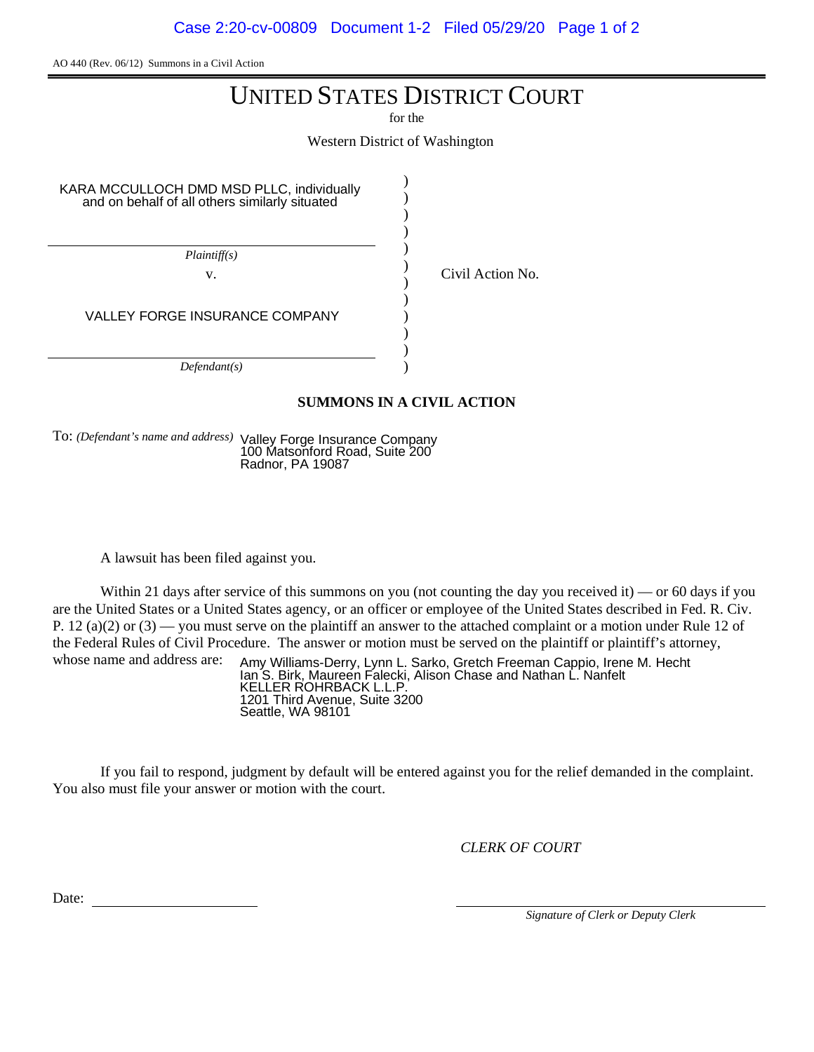AO 440 (Rev. 06/12) Summons in a Civil Action

# UNITED STATES DISTRICT COURT

for the

Western District of Washington

KARA MCCULLOCH DMD MSD PLLC, individually and on behalf of all others similarly situated

*Plaintiff(s)*

v.

VALLEY FORGE INSURANCE COMPANY

*Defendant(s)*

Civil Action No.

## SUMMONS IN A CIVIL ACTION

To: *(Defendant's name and address)* Valley Forge Insurance Company
100 Matsonford Road, Suite 200
Radnor, PA 19087

A lawsuit has been filed against you.

Within 21 days after service of this summons on you (not counting the day you received it) — or 60 days if you are the United States or a United States agency, or an officer or employee of the United States described in Fed. R. Civ. P. 12 (a)(2) or (3) — you must serve on the plaintiff an answer to the attached complaint or a motion under Rule 12 of the Federal Rules of Civil Procedure. The answer or motion must be served on the plaintiff or plaintiff's attorney, whose name and address are:

Amy Williams-Derry, Lynn L. Sarko, Gretch Freeman Cappio, Irene M. Hecht
Ian S. Birk, Maureen Falecki, Alison Chase and Nathan L. Nanfelt
KELLER ROHRBACK L.L.P.
1201 Third Avenue, Suite 3200
Seattle, WA 98101

If you fail to respond, judgment by default will be entered against you for the relief demanded in the complaint. You also must file your answer or motion with the court.

*CLERK OF COURT*

Date: ____________________

____________________
*Signature of Clerk or Deputy Clerk*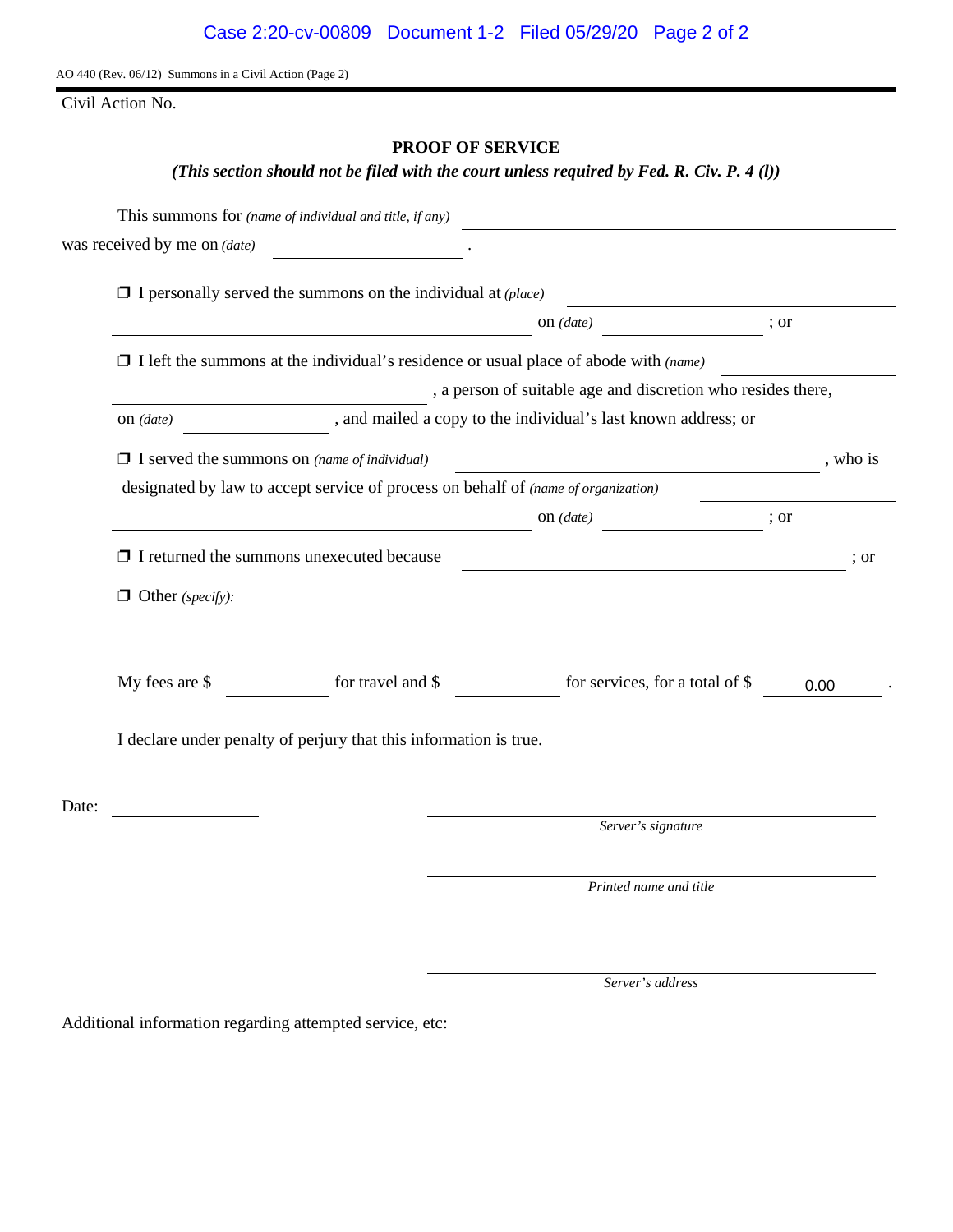AO 440 (Rev. 06/12) Summons in a Civil Action (Page 2)

Civil Action No.

## PROOF OF SERVICE

***(This section should not be filed with the court unless required by Fed. R. Civ. P. 4 (l))***

This summons for *(name of individual and title, if any)* ______________________________

was received by me on *(date)* ______________ .

❒ I personally served the summons on the individual at *(place)* ______________________________

______________________________ on *(date)* ______________ ; or

❒ I left the summons at the individual's residence or usual place of abode with *(name)* ______________

______________________________ , a person of suitable age and discretion who resides there,

on *(date)* ______________ , and mailed a copy to the individual's last known address; or

❒ I served the summons on *(name of individual)* ______________________________ , who is

designated by law to accept service of process on behalf of *(name of organization)* ______________

______________________________ on *(date)* ______________ ; or

❒ I returned the summons unexecuted because ______________________________ ; or

❒ Other *(specify)*:

My fees are $ __________ for travel and $ __________ for services, for a total of $ 0.00 .

I declare under penalty of perjury that this information is true.

Date: ______________

______________________________
*Server's signature*

______________________________
*Printed name and title*

______________________________
*Server's address*

Additional information regarding attempted service, etc: